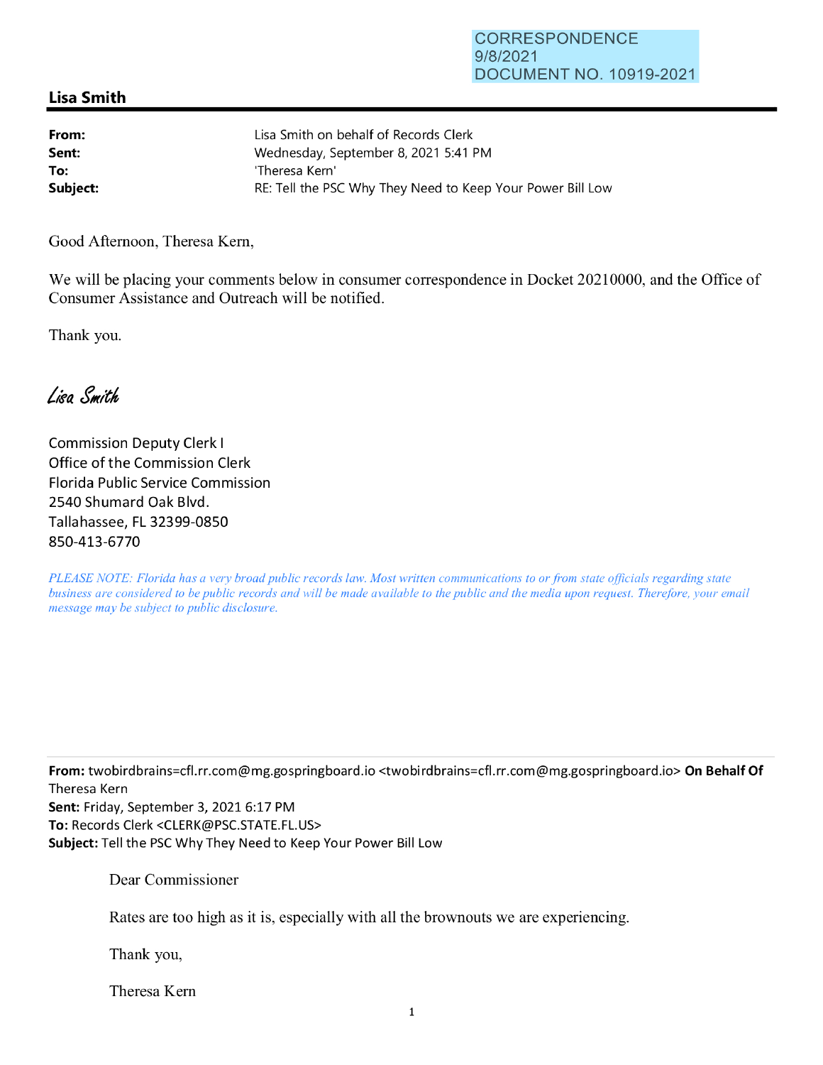CORRESPONDENCE
9/8/2021
DOCUMENT NO. 10919-2021

## Lisa Smith

| | |
|---|---|
| **From:** | Lisa Smith on behalf of Records Clerk |
| **Sent:** | Wednesday, September 8, 2021 5:41 PM |
| **To:** | 'Theresa Kern' |
| **Subject:** | RE: Tell the PSC Why They Need to Keep Your Power Bill Low |

Good Afternoon, Theresa Kern,

We will be placing your comments below in consumer correspondence in Docket 20210000, and the Office of Consumer Assistance and Outreach will be notified.

Thank you.

*Lisa Smith*

Commission Deputy Clerk I
Office of the Commission Clerk
Florida Public Service Commission
2540 Shumard Oak Blvd.
Tallahassee, FL 32399-0850
850-413-6770

*PLEASE NOTE: Florida has a very broad public records law. Most written communications to or from state officials regarding state business are considered to be public records and will be made available to the public and the media upon request. Therefore, your email message may be subject to public disclosure.*

---

**From:** twobirdbrains=cfl.rr.com@mg.gospringboard.io <twobirdbrains=cfl.rr.com@mg.gospringboard.io> **On Behalf Of** Theresa Kern
**Sent:** Friday, September 3, 2021 6:17 PM
**To:** Records Clerk <CLERK@PSC.STATE.FL.US>
**Subject:** Tell the PSC Why They Need to Keep Your Power Bill Low

Dear Commissioner

Rates are too high as it is, especially with all the brownouts we are experiencing.

Thank you,

Theresa Kern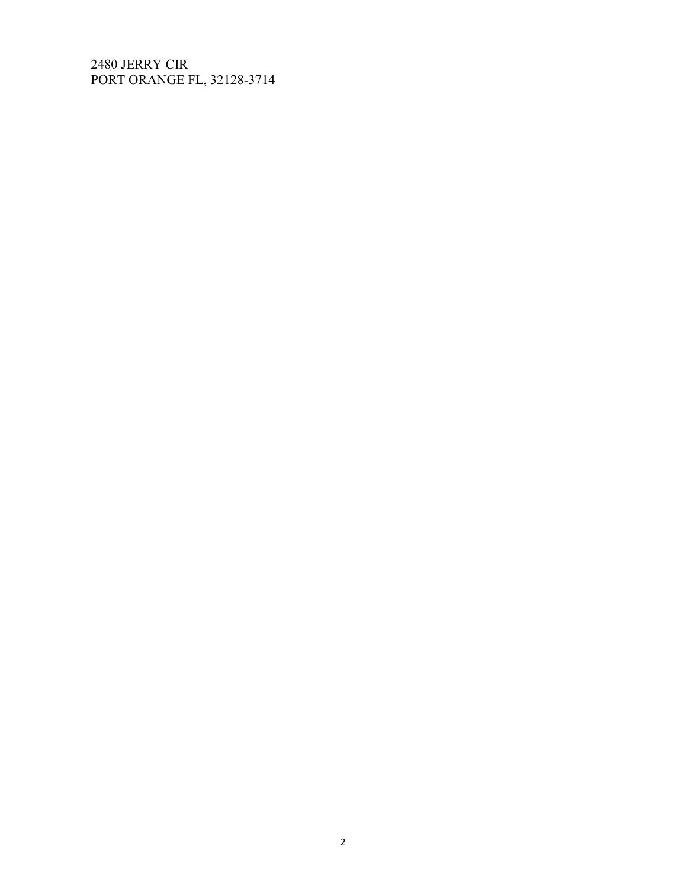2480 JERRY CIR
PORT ORANGE FL, 32128-3714